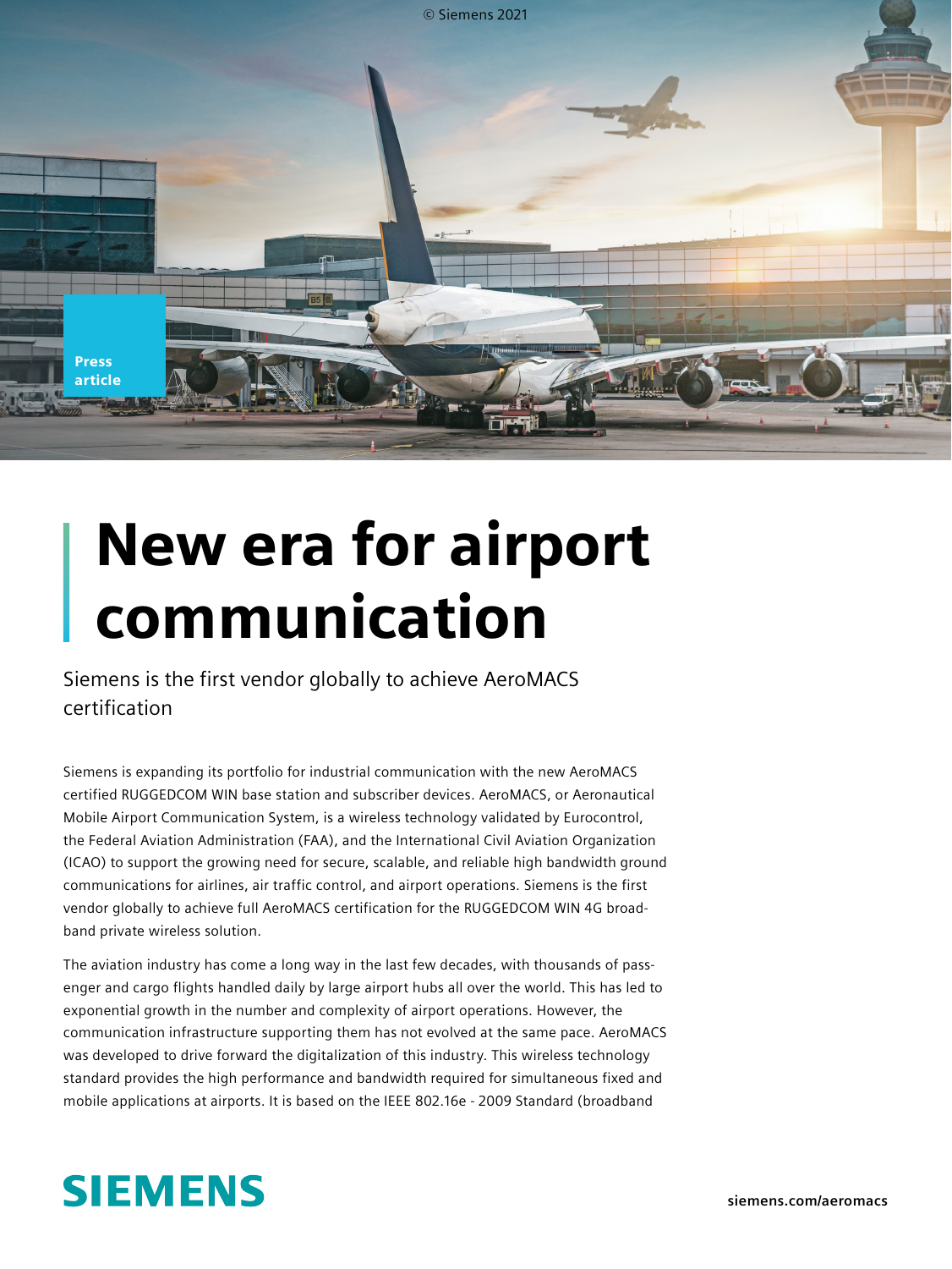Press article

# New era for airport communication

Siemens is the first vendor globally to achieve AeroMACS certification

Siemens is expanding its portfolio for industrial communication with the new AeroMACS certified RUGGEDCOM WIN base station and subscriber devices. AeroMACS, or Aeronautical Mobile Airport Communication System, is a wireless technology validated by Eurocontrol, the Federal Aviation Administration (FAA), and the International Civil Aviation Organization (ICAO) to support the growing need for secure, scalable, and reliable high bandwidth ground communications for airlines, air traffic control, and airport operations. Siemens is the first vendor globally to achieve full AeroMACS certification for the RUGGEDCOM WIN 4G broadband private wireless solution.

The aviation industry has come a long way in the last few decades, with thousands of passenger and cargo flights handled daily by large airport hubs all over the world. This has led to exponential growth in the number and complexity of airport operations. However, the communication infrastructure supporting them has not evolved at the same pace. AeroMACS was developed to drive forward the digitalization of this industry. This wireless technology standard provides the high performance and bandwidth required for simultaneous fixed and mobile applications at airports. It is based on the IEEE 802.16e - 2009 Standard (broadband

**SIEMENS**

siemens.com/aeromacs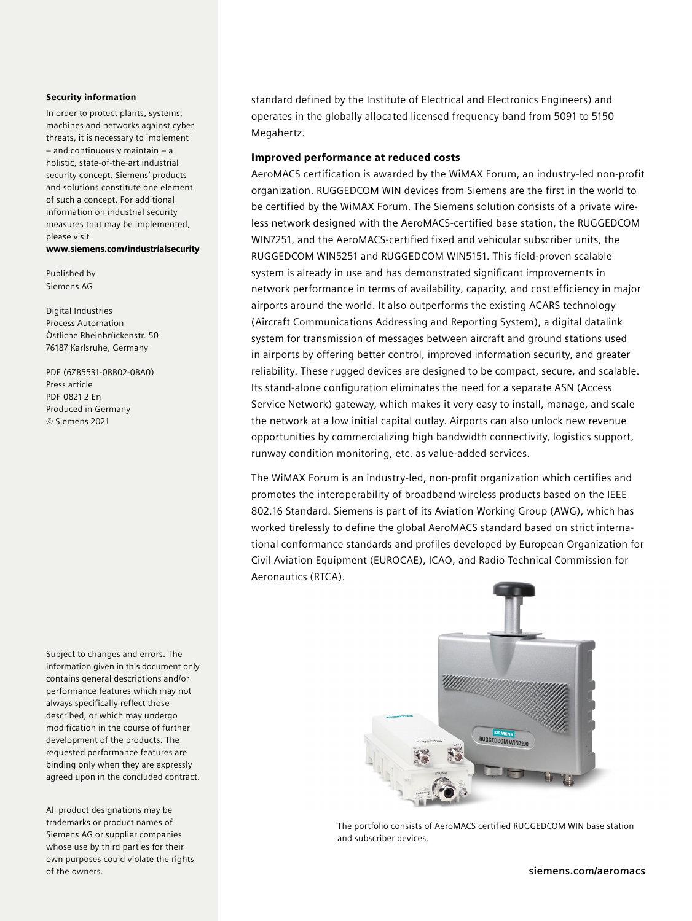standard defined by the Institute of Electrical and Electronics Engineers) and operates in the globally allocated licensed frequency band from 5091 to 5150 Megahertz.

## Improved performance at reduced costs

AeroMACS certification is awarded by the WiMAX Forum, an industry-led non-profit organization. RUGGEDCOM WIN devices from Siemens are the first in the world to be certified by the WiMAX Forum. The Siemens solution consists of a private wireless network designed with the AeroMACS-certified base station, the RUGGEDCOM WIN7251, and the AeroMACS-certified fixed and vehicular subscriber units, the RUGGEDCOM WIN5251 and RUGGEDCOM WIN5151. This field-proven scalable system is already in use and has demonstrated significant improvements in network performance in terms of availability, capacity, and cost efficiency in major airports around the world. It also outperforms the existing ACARS technology (Aircraft Communications Addressing and Reporting System), a digital datalink system for transmission of messages between aircraft and ground stations used in airports by offering better control, improved information security, and greater reliability. These rugged devices are designed to be compact, secure, and scalable. Its stand-alone configuration eliminates the need for a separate ASN (Access Service Network) gateway, which makes it very easy to install, manage, and scale the network at a low initial capital outlay. Airports can also unlock new revenue opportunities by commercializing high bandwidth connectivity, logistics support, runway condition monitoring, etc. as value-added services.

The WiMAX Forum is an industry-led, non-profit organization which certifies and promotes the interoperability of broadband wireless products based on the IEEE 802.16 Standard. Siemens is part of its Aviation Working Group (AWG), which has worked tirelessly to define the global AeroMACS standard based on strict international conformance standards and profiles developed by European Organization for Civil Aviation Equipment (EUROCAE), ICAO, and Radio Technical Commission for Aeronautics (RTCA).

The portfolio consists of AeroMACS certified RUGGEDCOM WIN base station and subscriber devices.

siemens.com/aeromacs

**Security information**

In order to protect plants, systems, machines and networks against cyber threats, it is necessary to implement – and continuously maintain – a holistic, state-of-the-art industrial security concept. Siemens' products and solutions constitute one element of such a concept. For additional information on industrial security measures that may be implemented, please visit
**www.siemens.com/industrialsecurity**

Published by
Siemens AG

Digital Industries
Process Automation
Östliche Rheinbrückenstr. 50
76187 Karlsruhe, Germany

PDF (6ZB5531-0BB02-0BA0)
Press article
PDF 0821 2 En
Produced in Germany
© Siemens 2021

Subject to changes and errors. The information given in this document only contains general descriptions and/or performance features which may not always specifically reflect those described, or which may undergo modification in the course of further development of the products. The requested performance features are binding only when they are expressly agreed upon in the concluded contract.

All product designations may be trademarks or product names of Siemens AG or supplier companies whose use by third parties for their own purposes could violate the rights of the owners.